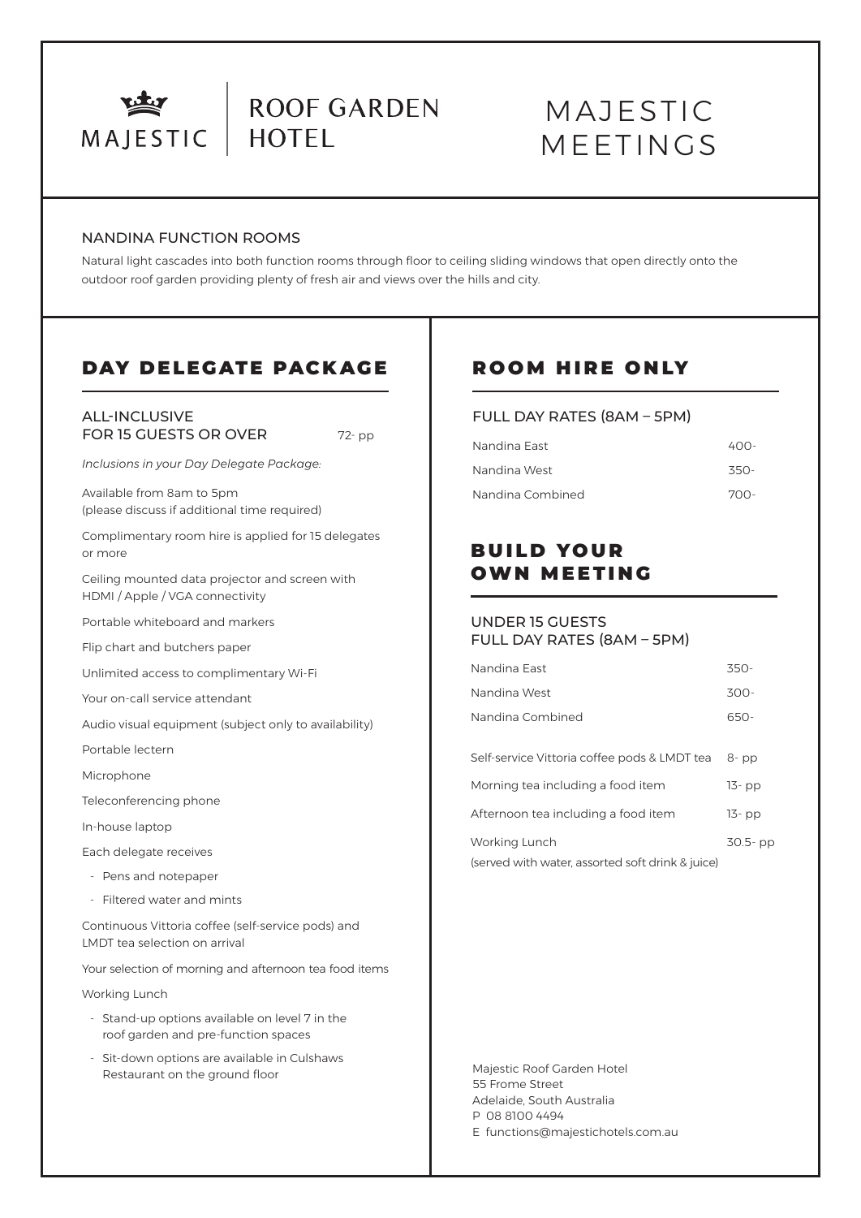MAJESTIC | ROOF GARDEN HOTEL

# MAJESTIC MEETINGS

## NANDINA FUNCTION ROOMS

Natural light cascades into both function rooms through floor to ceiling sliding windows that open directly onto the outdoor roof garden providing plenty of fresh air and views over the hills and city.

## DAY DELEGATE PACKAGE

ALL-INCLUSIVE
FOR 15 GUESTS OR OVER 72- pp

*Inclusions in your Day Delegate Package:*

Available from 8am to 5pm
(please discuss if additional time required)

Complimentary room hire is applied for 15 delegates or more

Ceiling mounted data projector and screen with HDMI / Apple / VGA connectivity

Portable whiteboard and markers

Flip chart and butchers paper

Unlimited access to complimentary Wi-Fi

Your on-call service attendant

Audio visual equipment (subject only to availability)

Portable lectern

Microphone

Teleconferencing phone

In-house laptop

Each delegate receives

- Pens and notepaper
- Filtered water and mints

Continuous Vittoria coffee (self-service pods) and LMDT tea selection on arrival

Your selection of morning and afternoon tea food items

Working Lunch

- Stand-up options available on level 7 in the roof garden and pre-function spaces
- Sit-down options are available in Culshaws Restaurant on the ground floor

## ROOM HIRE ONLY

FULL DAY RATES (8AM – 5PM)

| | |
|---|---|
| Nandina East | 400- |
| Nandina West | 350- |
| Nandina Combined | 700- |

## BUILD YOUR OWN MEETING

UNDER 15 GUESTS
FULL DAY RATES (8AM – 5PM)

| | |
|---|---|
| Nandina East | 350- |
| Nandina West | 300- |
| Nandina Combined | 650- |

| | |
|---|---|
| Self-service Vittoria coffee pods & LMDT tea | 8- pp |
| Morning tea including a food item | 13- pp |
| Afternoon tea including a food item | 13- pp |
| Working Lunch (served with water, assorted soft drink & juice) | 30.5- pp |

Majestic Roof Garden Hotel
55 Frome Street
Adelaide, South Australia
P 08 8100 4494
E functions@majestichotels.com.au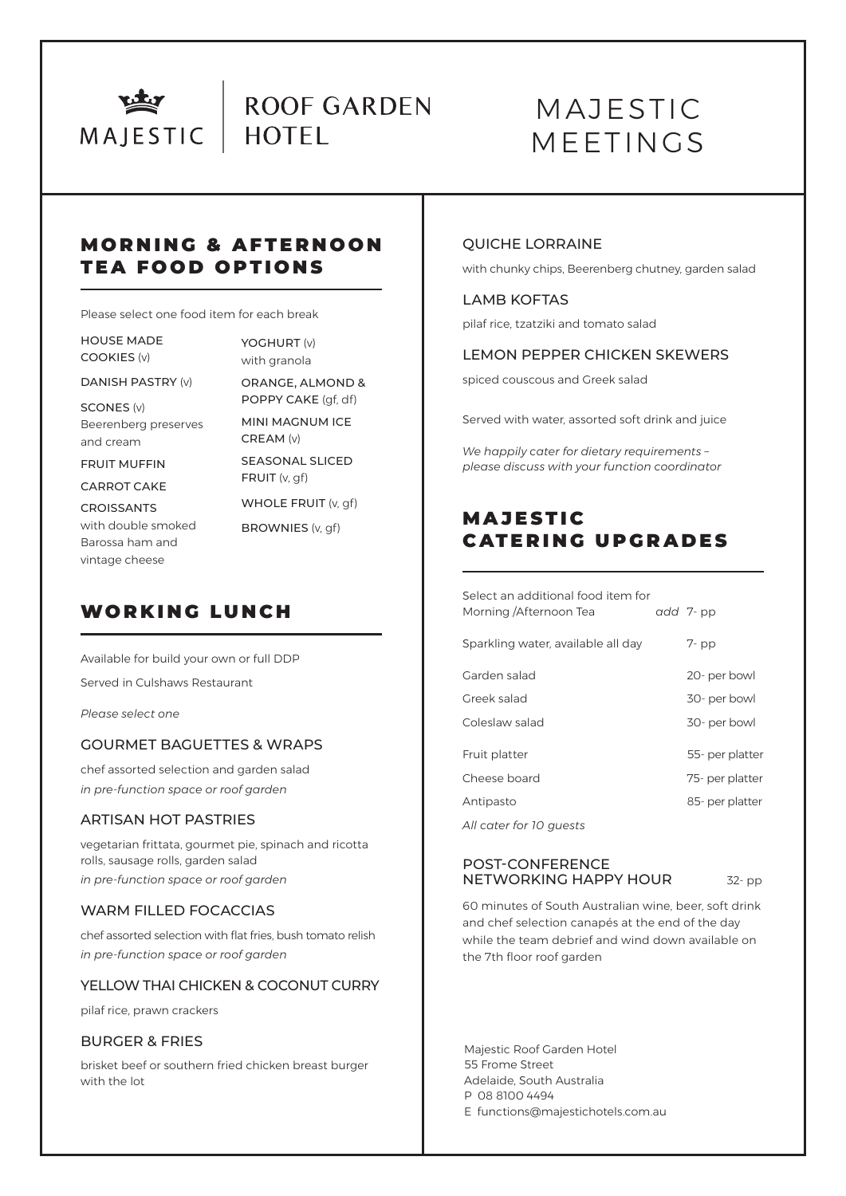MAJESTIC | ROOF GARDEN HOTEL

# MAJESTIC MEETINGS

## MORNING & AFTERNOON TEA FOOD OPTIONS

Please select one food item for each break

HOUSE MADE COOKIES (v)

DANISH PASTRY (v)

SCONES (v)
Beerenberg preserves and cream

FRUIT MUFFIN

CARROT CAKE

CROISSANTS
with double smoked Barossa ham and vintage cheese

YOGHURT (v)
with granola

ORANGE, ALMOND & POPPY CAKE (gf, df)

MINI MAGNUM ICE CREAM (v)

SEASONAL SLICED FRUIT (v, gf)

WHOLE FRUIT (v, gf)

BROWNIES (v, gf)

## WORKING LUNCH

Available for build your own or full DDP

Served in Culshaws Restaurant

*Please select one*

### GOURMET BAGUETTES & WRAPS

chef assorted selection and garden salad
*in pre-function space or roof garden*

### ARTISAN HOT PASTRIES

vegetarian frittata, gourmet pie, spinach and ricotta rolls, sausage rolls, garden salad
*in pre-function space or roof garden*

### WARM FILLED FOCACCIAS

chef assorted selection with flat fries, bush tomato relish
*in pre-function space or roof garden*

### YELLOW THAI CHICKEN & COCONUT CURRY

pilaf rice, prawn crackers

### BURGER & FRIES

brisket beef or southern fried chicken breast burger with the lot

### QUICHE LORRAINE

with chunky chips, Beerenberg chutney, garden salad

### LAMB KOFTAS

pilaf rice, tzatziki and tomato salad

### LEMON PEPPER CHICKEN SKEWERS

spiced couscous and Greek salad

Served with water, assorted soft drink and juice

*We happily cater for dietary requirements – please discuss with your function coordinator*

## MAJESTIC CATERING UPGRADES

| | |
|---|---|
| Select an additional food item for Morning /Afternoon Tea | *add* 7- pp |
| Sparkling water, available all day | 7- pp |
| Garden salad | 20- per bowl |
| Greek salad | 30- per bowl |
| Coleslaw salad | 30- per bowl |
| Fruit platter | 55- per platter |
| Cheese board | 75- per platter |
| Antipasto | 85- per platter |

*All cater for 10 guests*

### POST-CONFERENCE NETWORKING HAPPY HOUR — 32- pp

60 minutes of South Australian wine, beer, soft drink and chef selection canapés at the end of the day while the team debrief and wind down available on the 7th floor roof garden

Majestic Roof Garden Hotel
55 Frome Street
Adelaide, South Australia
P 08 8100 4494
E functions@majestichotels.com.au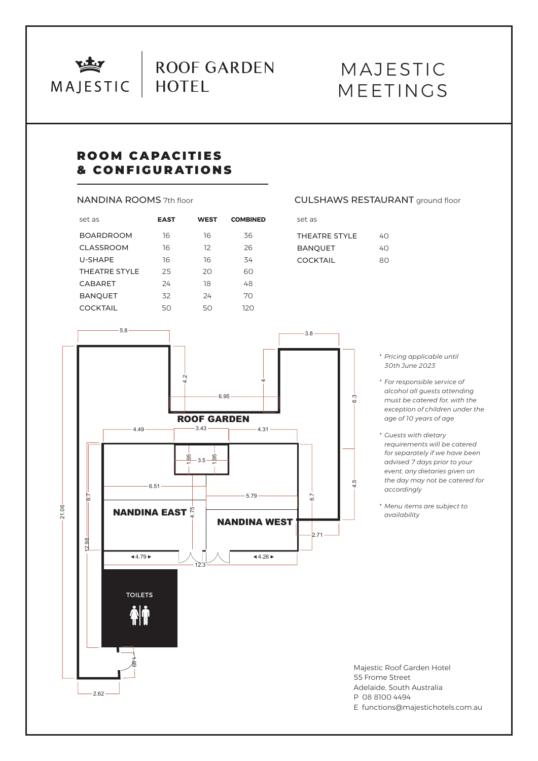MAJESTIC | ROOF GARDEN HOTEL

# MAJESTIC MEETINGS

## ROOM CAPACITIES & CONFIGURATIONS

### NANDINA ROOMS 7th floor

| set as | EAST | WEST | COMBINED |
|---|---|---|---|
| BOARDROOM | 16 | 16 | 36 |
| CLASSROOM | 16 | 12 | 26 |
| U-SHAPE | 16 | 16 | 34 |
| THEATRE STYLE | 25 | 20 | 60 |
| CABARET | 24 | 18 | 48 |
| BANQUET | 32 | 24 | 70 |
| COCKTAIL | 50 | 50 | 120 |

### CULSHAWS RESTAURANT ground floor

| set as | |
|---|---|
| THEATRE STYLE | 40 |
| BANQUET | 40 |
| COCKTAIL | 80 |

ROOF GARDEN

NANDINA EAST

NANDINA WEST

TOILETS

5.8
3.8
4.2
4
6.95
6.3
4.49
3.43
4.31
1.95
3.5
1.95
6.51
5.79
6.7
4.75
6.7
4.5
21.06
12.98
2.71
4.79
12.3
4.26
1.69
2.62

* *Pricing applicable until 30th June 2023*
* *For responsible service of alcohol all guests attending must be catered for, with the exception of children under the age of 10 years of age*
* *Guests with dietary requirements will be catered for separately if we have been advised 7 days prior to your event, any dietaries given on the day may not be catered for accordingly*
* *Menu items are subject to availability*

Majestic Roof Garden Hotel
55 Frome Street
Adelaide, South Australia
P 08 8100 4494
E functions@majestichotels.com.au